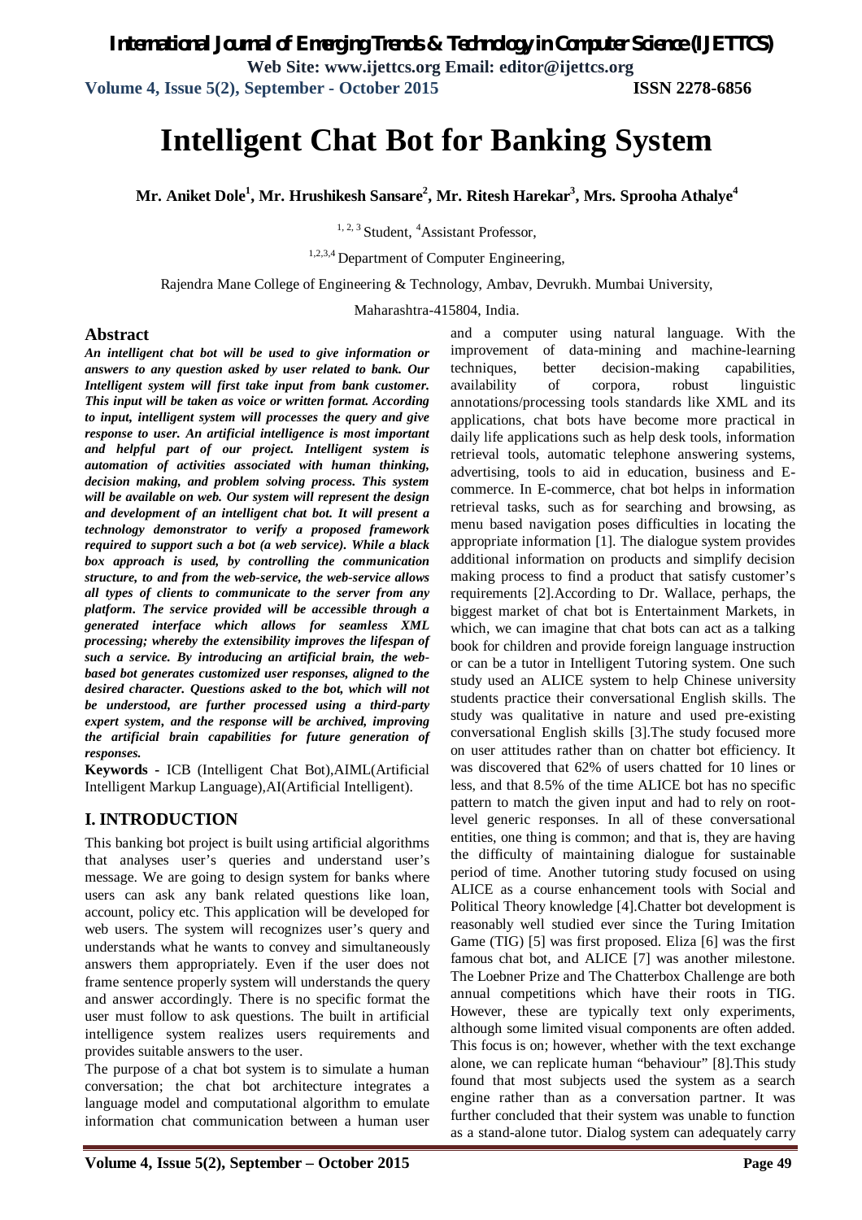# Intelligent Chat Bot for Banking System

**Mr. Aniket Dole[1], Mr. Hrushikesh Sansare[2], Mr. Ritesh Harekar[3], Mrs. Sprooha Athalye[4]**

[1, 2, 3] Student, [4]Assistant Professor,

[1,2,3,4] Department of Computer Engineering,

Rajendra Mane College of Engineering & Technology, Ambav, Devrukh. Mumbai University,

Maharashtra-415804, India.

## Abstract

***An intelligent chat bot will be used to give information or answers to any question asked by user related to bank. Our Intelligent system will first take input from bank customer. This input will be taken as voice or written format. According to input, intelligent system will processes the query and give response to user. An artificial intelligence is most important and helpful part of our project. Intelligent system is automation of activities associated with human thinking, decision making, and problem solving process. This system will be available on web. Our system will represent the design and development of an intelligent chat bot. It will present a technology demonstrator to verify a proposed framework required to support such a bot (a web service). While a black box approach is used, by controlling the communication structure, to and from the web-service, the web-service allows all types of clients to communicate to the server from any platform. The service provided will be accessible through a generated interface which allows for seamless XML processing; whereby the extensibility improves the lifespan of such a service. By introducing an artificial brain, the web-based bot generates customized user responses, aligned to the desired character. Questions asked to the bot, which will not be understood, are further processed using a third-party expert system, and the response will be archived, improving the artificial brain capabilities for future generation of responses.***

**Keywords -** ICB (Intelligent Chat Bot),AIML(Artificial Intelligent Markup Language),AI(Artificial Intelligent).

## I. INTRODUCTION

This banking bot project is built using artificial algorithms that analyses user's queries and understand user's message. We are going to design system for banks where users can ask any bank related questions like loan, account, policy etc. This application will be developed for web users. The system will recognizes user's query and understands what he wants to convey and simultaneously answers them appropriately. Even if the user does not frame sentence properly system will understands the query and answer accordingly. There is no specific format the user must follow to ask questions. The built in artificial intelligence system realizes users requirements and provides suitable answers to the user.

The purpose of a chat bot system is to simulate a human conversation; the chat bot architecture integrates a language model and computational algorithm to emulate information chat communication between a human user and a computer using natural language. With the improvement of data-mining and machine-learning techniques, better decision-making capabilities, availability of corpora, robust linguistic annotations/processing tools standards like XML and its applications, chat bots have become more practical in daily life applications such as help desk tools, information retrieval tools, automatic telephone answering systems, advertising, tools to aid in education, business and E-commerce. In E-commerce, chat bot helps in information retrieval tasks, such as for searching and browsing, as menu based navigation poses difficulties in locating the appropriate information [1]. The dialogue system provides additional information on products and simplify decision making process to find a product that satisfy customer's requirements [2].According to Dr. Wallace, perhaps, the biggest market of chat bot is Entertainment Markets, in which, we can imagine that chat bots can act as a talking book for children and provide foreign language instruction or can be a tutor in Intelligent Tutoring system. One such study used an ALICE system to help Chinese university students practice their conversational English skills. The study was qualitative in nature and used pre-existing conversational English skills [3].The study focused more on user attitudes rather than on chatter bot efficiency. It was discovered that 62% of users chatted for 10 lines or less, and that 8.5% of the time ALICE bot has no specific pattern to match the given input and had to rely on root-level generic responses. In all of these conversational entities, one thing is common; and that is, they are having the difficulty of maintaining dialogue for sustainable period of time. Another tutoring study focused on using ALICE as a course enhancement tools with Social and Political Theory knowledge [4].Chatter bot development is reasonably well studied ever since the Turing Imitation Game (TIG) [5] was first proposed. Eliza [6] was the first famous chat bot, and ALICE [7] was another milestone. The Loebner Prize and The Chatterbox Challenge are both annual competitions which have their roots in TIG. However, these are typically text only experiments, although some limited visual components are often added. This focus is on; however, whether with the text exchange alone, we can replicate human "behaviour" [8].This study found that most subjects used the system as a search engine rather than as a conversation partner. It was further concluded that their system was unable to function as a stand-alone tutor. Dialog system can adequately carry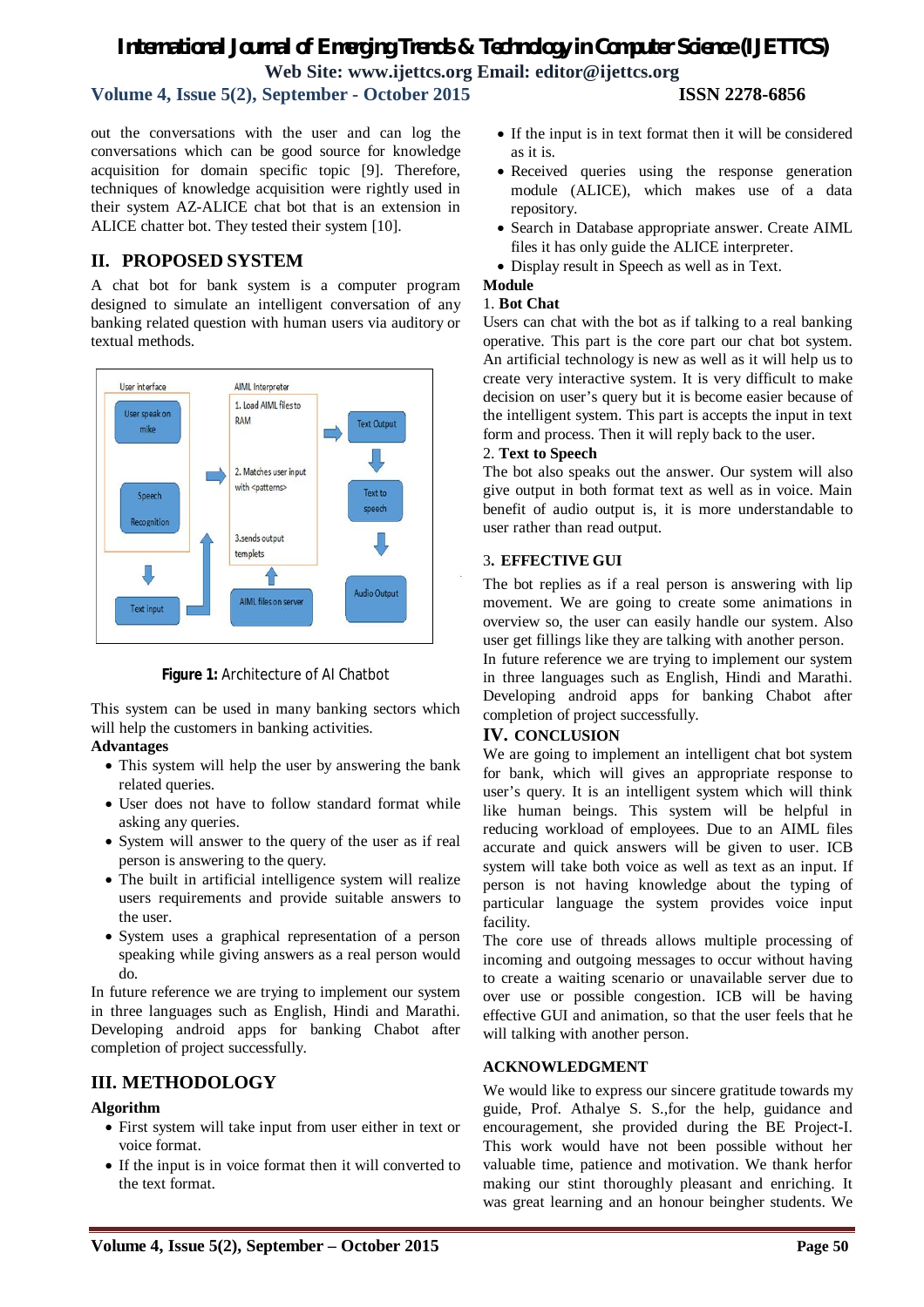out the conversations with the user and can log the conversations which can be good source for knowledge acquisition for domain specific topic [9]. Therefore, techniques of knowledge acquisition were rightly used in their system AZ-ALICE chat bot that is an extension in ALICE chatter bot. They tested their system [10].

## II. PROPOSED SYSTEM

A chat bot for bank system is a computer program designed to simulate an intelligent conversation of any banking related question with human users via auditory or textual methods.

**Figure 1:** Architecture of AI Chatbot

This system can be used in many banking sectors which will help the customers in banking activities.

**Advantages**

- This system will help the user by answering the bank related queries.
- User does not have to follow standard format while asking any queries.
- System will answer to the query of the user as if real person is answering to the query.
- The built in artificial intelligence system will realize users requirements and provide suitable answers to the user.
- System uses a graphical representation of a person speaking while giving answers as a real person would do.

In future reference we are trying to implement our system in three languages such as English, Hindi and Marathi. Developing android apps for banking Chabot after completion of project successfully.

## III. METHODOLOGY

**Algorithm**

- First system will take input from user either in text or voice format.
- If the input is in voice format then it will converted to the text format.
- If the input is in text format then it will be considered as it is.
- Received queries using the response generation module (ALICE), which makes use of a data repository.
- Search in Database appropriate answer. Create AIML files it has only guide the ALICE interpreter.
- Display result in Speech as well as in Text.

**Module**

1. **Bot Chat**

Users can chat with the bot as if talking to a real banking operative. This part is the core part our chat bot system. An artificial technology is new as well as it will help us to create very interactive system. It is very difficult to make decision on user's query but it is become easier because of the intelligent system. This part is accepts the input in text form and process. Then it will reply back to the user.

2. **Text to Speech**

The bot also speaks out the answer. Our system will also give output in both format text as well as in voice. Main benefit of audio output is, it is more understandable to user rather than read output.

3. **EFFECTIVE GUI**

The bot replies as if a real person is answering with lip movement. We are going to create some animations in overview so, the user can easily handle our system. Also user get fillings like they are talking with another person.

In future reference we are trying to implement our system in three languages such as English, Hindi and Marathi. Developing android apps for banking Chabot after completion of project successfully.

## IV. CONCLUSION

We are going to implement an intelligent chat bot system for bank, which will gives an appropriate response to user's query. It is an intelligent system which will think like human beings. This system will be helpful in reducing workload of employees. Due to an AIML files accurate and quick answers will be given to user. ICB system will take both voice as well as text as an input. If person is not having knowledge about the typing of particular language the system provides voice input facility.

The core use of threads allows multiple processing of incoming and outgoing messages to occur without having to create a waiting scenario or unavailable server due to over use or possible congestion. ICB will be having effective GUI and animation, so that the user feels that he will talking with another person.

## ACKNOWLEDGMENT

We would like to express our sincere gratitude towards my guide, Prof. Athalye S. S.,for the help, guidance and encouragement, she provided during the BE Project-I. This work would have not been possible without her valuable time, patience and motivation. We thank herfor making our stint thoroughly pleasant and enriching. It was great learning and an honour beingher students. We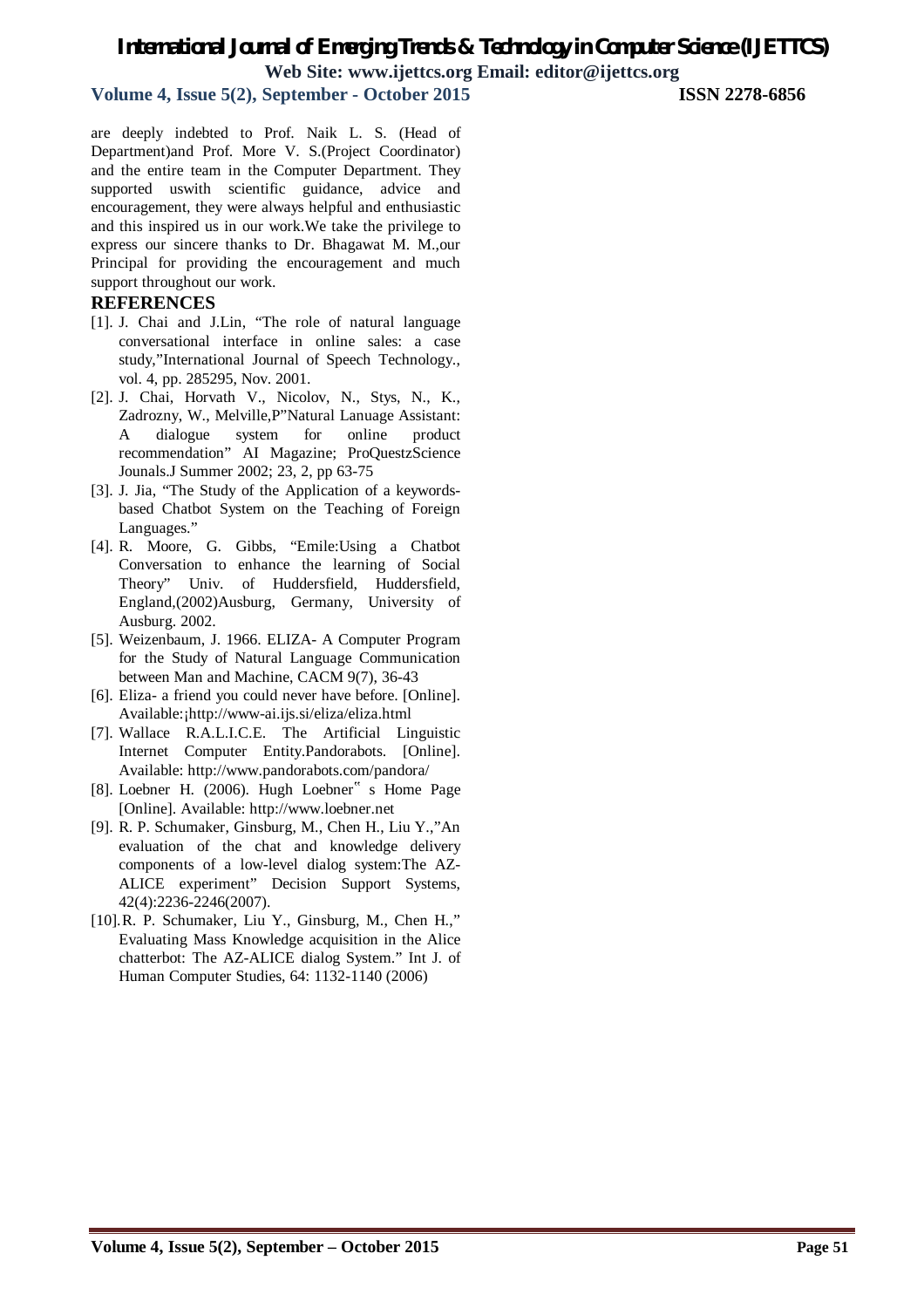are deeply indebted to Prof. Naik L. S. (Head of Department)and Prof. More V. S.(Project Coordinator) and the entire team in the Computer Department. They supported uswith scientific guidance, advice and encouragement, they were always helpful and enthusiastic and this inspired us in our work.We take the privilege to express our sincere thanks to Dr. Bhagawat M. M.,our Principal for providing the encouragement and much support throughout our work.

## REFERENCES

[1]. J. Chai and J.Lin, “The role of natural language conversational interface in online sales: a case study,”International Journal of Speech Technology., vol. 4, pp. 285295, Nov. 2001.

[2]. J. Chai, Horvath V., Nicolov, N., Stys, N., K., Zadrozny, W., Melville,P”Natural Lanuage Assistant: A dialogue system for online product recommendation” AI Magazine; ProQuestzScience Jounals.J Summer 2002; 23, 2, pp 63-75

[3]. J. Jia, “The Study of the Application of a keywords-based Chatbot System on the Teaching of Foreign Languages.”

[4]. R. Moore, G. Gibbs, “Emile:Using a Chatbot Conversation to enhance the learning of Social Theory” Univ. of Huddersfield, Huddersfield, England,(2002)Ausburg, Germany, University of Ausburg. 2002.

[5]. Weizenbaum, J. 1966. ELIZA- A Computer Program for the Study of Natural Language Communication between Man and Machine, CACM 9(7), 36-43

[6]. Eliza- a friend you could never have before. [Online]. Available:¡http://www-ai.ijs.si/eliza/eliza.html

[7]. Wallace R.A.L.I.C.E. The Artificial Linguistic Internet Computer Entity.Pandorabots. [Online]. Available: http://www.pandorabots.com/pandora/

[8]. Loebner H. (2006). Hugh Loebner‟ s Home Page [Online]. Available: http://www.loebner.net

[9]. R. P. Schumaker, Ginsburg, M., Chen H., Liu Y.,”An evaluation of the chat and knowledge delivery components of a low-level dialog system:The AZ-ALICE experiment” Decision Support Systems, 42(4):2236-2246(2007).

[10]. R. P. Schumaker, Liu Y., Ginsburg, M., Chen H.,” Evaluating Mass Knowledge acquisition in the Alice chatterbot: The AZ-ALICE dialog System.” Int J. of Human Computer Studies, 64: 1132-1140 (2006)